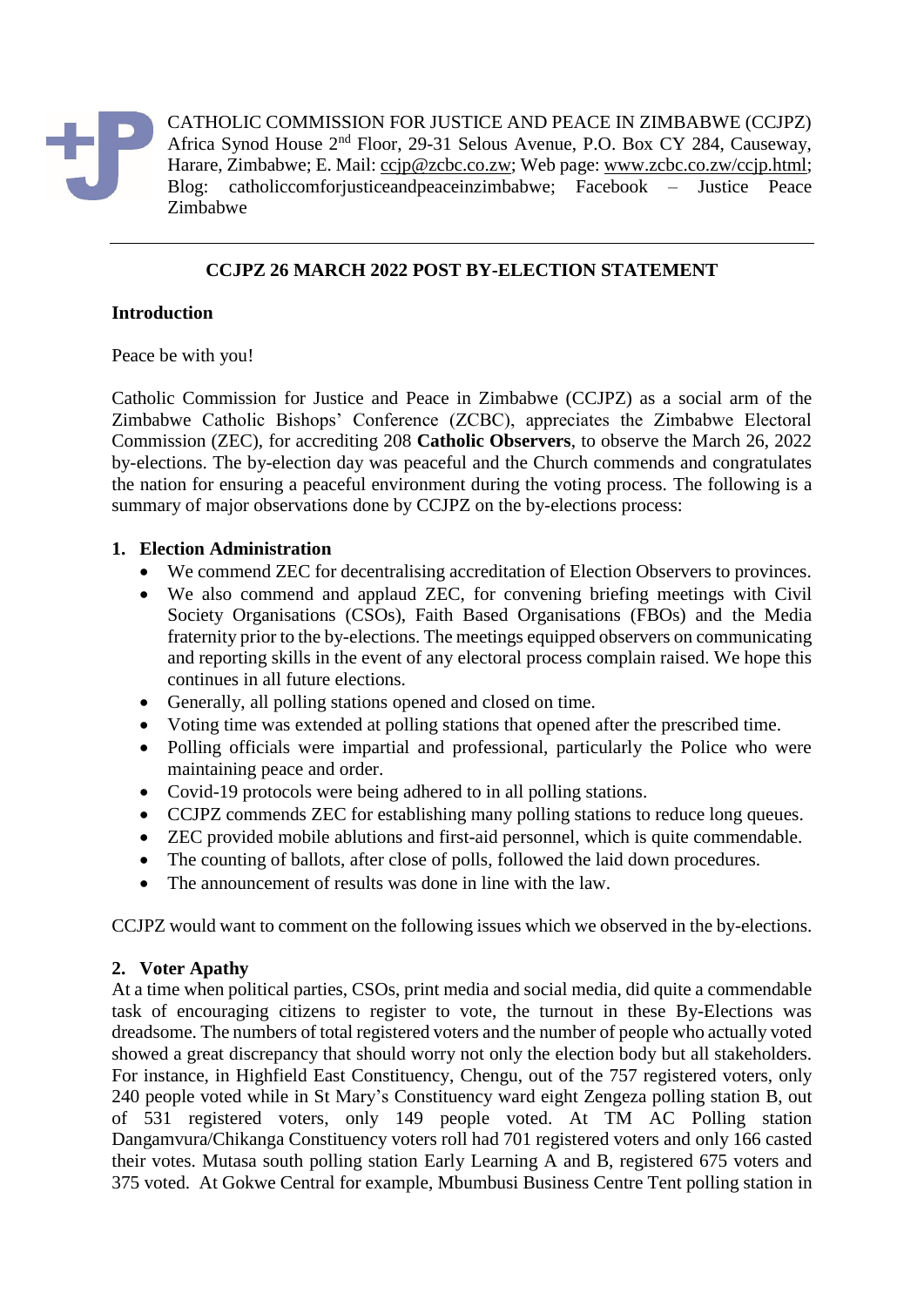CATHOLIC COMMISSION FOR JUSTICE AND PEACE IN ZIMBABWE (CCJPZ)
Africa Synod House 2nd Floor, 29-31 Selous Avenue, P.O. Box CY 284, Causeway, Harare, Zimbabwe; E. Mail: ccjp@zcbc.co.zw; Web page: www.zcbc.co.zw/ccjp.html; Blog: catholiccomforjusticeandpeaceinzimbabwe; Facebook – Justice Peace Zimbabwe

---

## CCJPZ 26 MARCH 2022 POST BY-ELECTION STATEMENT

### Introduction

Peace be with you!

Catholic Commission for Justice and Peace in Zimbabwe (CCJPZ) as a social arm of the Zimbabwe Catholic Bishops' Conference (ZCBC), appreciates the Zimbabwe Electoral Commission (ZEC), for accrediting 208 **Catholic Observers**, to observe the March 26, 2022 by-elections. The by-election day was peaceful and the Church commends and congratulates the nation for ensuring a peaceful environment during the voting process. The following is a summary of major observations done by CCJPZ on the by-elections process:

### 1. Election Administration

- We commend ZEC for decentralising accreditation of Election Observers to provinces.
- We also commend and applaud ZEC, for convening briefing meetings with Civil Society Organisations (CSOs), Faith Based Organisations (FBOs) and the Media fraternity prior to the by-elections. The meetings equipped observers on communicating and reporting skills in the event of any electoral process complain raised. We hope this continues in all future elections.
- Generally, all polling stations opened and closed on time.
- Voting time was extended at polling stations that opened after the prescribed time.
- Polling officials were impartial and professional, particularly the Police who were maintaining peace and order.
- Covid-19 protocols were being adhered to in all polling stations.
- CCJPZ commends ZEC for establishing many polling stations to reduce long queues.
- ZEC provided mobile ablutions and first-aid personnel, which is quite commendable.
- The counting of ballots, after close of polls, followed the laid down procedures.
- The announcement of results was done in line with the law.

CCJPZ would want to comment on the following issues which we observed in the by-elections.

### 2. Voter Apathy

At a time when political parties, CSOs, print media and social media, did quite a commendable task of encouraging citizens to register to vote, the turnout in these By-Elections was dreadsome. The numbers of total registered voters and the number of people who actually voted showed a great discrepancy that should worry not only the election body but all stakeholders. For instance, in Highfield East Constituency, Chengu, out of the 757 registered voters, only 240 people voted while in St Mary's Constituency ward eight Zengeza polling station B, out of 531 registered voters, only 149 people voted. At TM AC Polling station Dangamvura/Chikanga Constituency voters roll had 701 registered voters and only 166 casted their votes. Mutasa south polling station Early Learning A and B, registered 675 voters and 375 voted. At Gokwe Central for example, Mbumbusi Business Centre Tent polling station in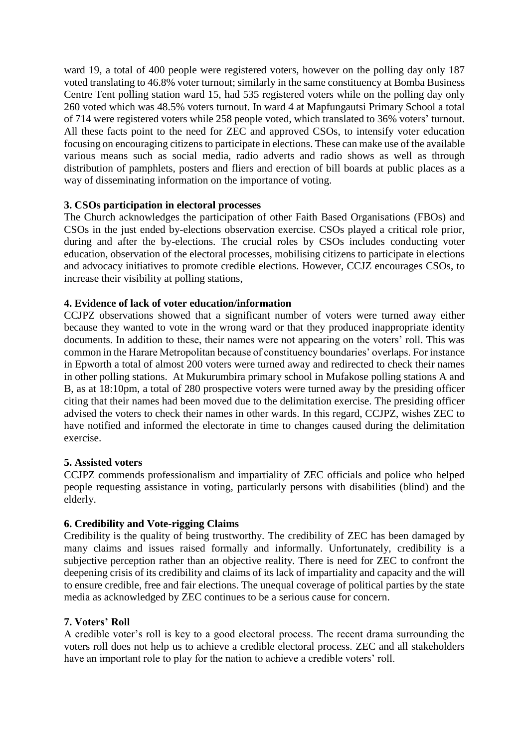ward 19, a total of 400 people were registered voters, however on the polling day only 187 voted translating to 46.8% voter turnout; similarly in the same constituency at Bomba Business Centre Tent polling station ward 15, had 535 registered voters while on the polling day only 260 voted which was 48.5% voters turnout. In ward 4 at Mapfungautsi Primary School a total of 714 were registered voters while 258 people voted, which translated to 36% voters' turnout. All these facts point to the need for ZEC and approved CSOs, to intensify voter education focusing on encouraging citizens to participate in elections. These can make use of the available various means such as social media, radio adverts and radio shows as well as through distribution of pamphlets, posters and fliers and erection of bill boards at public places as a way of disseminating information on the importance of voting.

**3. CSOs participation in electoral processes**

The Church acknowledges the participation of other Faith Based Organisations (FBOs) and CSOs in the just ended by-elections observation exercise. CSOs played a critical role prior, during and after the by-elections. The crucial roles by CSOs includes conducting voter education, observation of the electoral processes, mobilising citizens to participate in elections and advocacy initiatives to promote credible elections. However, CCJZ encourages CSOs, to increase their visibility at polling stations,

**4. Evidence of lack of voter education/information**

CCJPZ observations showed that a significant number of voters were turned away either because they wanted to vote in the wrong ward or that they produced inappropriate identity documents. In addition to these, their names were not appearing on the voters' roll. This was common in the Harare Metropolitan because of constituency boundaries' overlaps. For instance in Epworth a total of almost 200 voters were turned away and redirected to check their names in other polling stations. At Mukurumbira primary school in Mufakose polling stations A and B, as at 18:10pm, a total of 280 prospective voters were turned away by the presiding officer citing that their names had been moved due to the delimitation exercise. The presiding officer advised the voters to check their names in other wards. In this regard, CCJPZ, wishes ZEC to have notified and informed the electorate in time to changes caused during the delimitation exercise.

**5. Assisted voters**

CCJPZ commends professionalism and impartiality of ZEC officials and police who helped people requesting assistance in voting, particularly persons with disabilities (blind) and the elderly.

**6. Credibility and Vote-rigging Claims**

Credibility is the quality of being trustworthy. The credibility of ZEC has been damaged by many claims and issues raised formally and informally. Unfortunately, credibility is a subjective perception rather than an objective reality. There is need for ZEC to confront the deepening crisis of its credibility and claims of its lack of impartiality and capacity and the will to ensure credible, free and fair elections. The unequal coverage of political parties by the state media as acknowledged by ZEC continues to be a serious cause for concern.

**7. Voters' Roll**

A credible voter's roll is key to a good electoral process. The recent drama surrounding the voters roll does not help us to achieve a credible electoral process. ZEC and all stakeholders have an important role to play for the nation to achieve a credible voters' roll.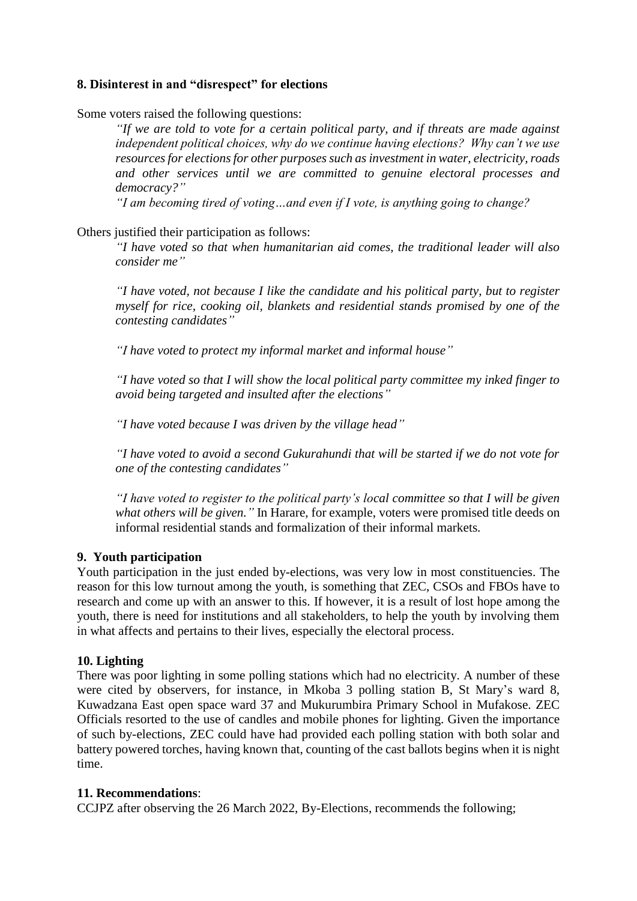### 8. Disinterest in and "disrespect" for elections

Some voters raised the following questions:

> *"If we are told to vote for a certain political party, and if threats are made against independent political choices, why do we continue having elections? Why can't we use resources for elections for other purposes such as investment in water, electricity, roads and other services until we are committed to genuine electoral processes and democracy?"*
>
> *"I am becoming tired of voting…and even if I vote, is anything going to change?*

Others justified their participation as follows:

> *"I have voted so that when humanitarian aid comes, the traditional leader will also consider me"*
>
> *"I have voted, not because I like the candidate and his political party, but to register myself for rice, cooking oil, blankets and residential stands promised by one of the contesting candidates"*
>
> *"I have voted to protect my informal market and informal house"*
>
> *"I have voted so that I will show the local political party committee my inked finger to avoid being targeted and insulted after the elections"*
>
> *"I have voted because I was driven by the village head"*
>
> *"I have voted to avoid a second Gukurahundi that will be started if we do not vote for one of the contesting candidates"*
>
> *"I have voted to register to the political party's local committee so that I will be given what others will be given."* In Harare, for example, voters were promised title deeds on informal residential stands and formalization of their informal markets.

### 9. Youth participation

Youth participation in the just ended by-elections, was very low in most constituencies. The reason for this low turnout among the youth, is something that ZEC, CSOs and FBOs have to research and come up with an answer to this. If however, it is a result of lost hope among the youth, there is need for institutions and all stakeholders, to help the youth by involving them in what affects and pertains to their lives, especially the electoral process.

### 10. Lighting

There was poor lighting in some polling stations which had no electricity. A number of these were cited by observers, for instance, in Mkoba 3 polling station B, St Mary's ward 8, Kuwadzana East open space ward 37 and Mukurumbira Primary School in Mufakose. ZEC Officials resorted to the use of candles and mobile phones for lighting. Given the importance of such by-elections, ZEC could have had provided each polling station with both solar and battery powered torches, having known that, counting of the cast ballots begins when it is night time.

### 11. Recommendations:

CCJPZ after observing the 26 March 2022, By-Elections, recommends the following;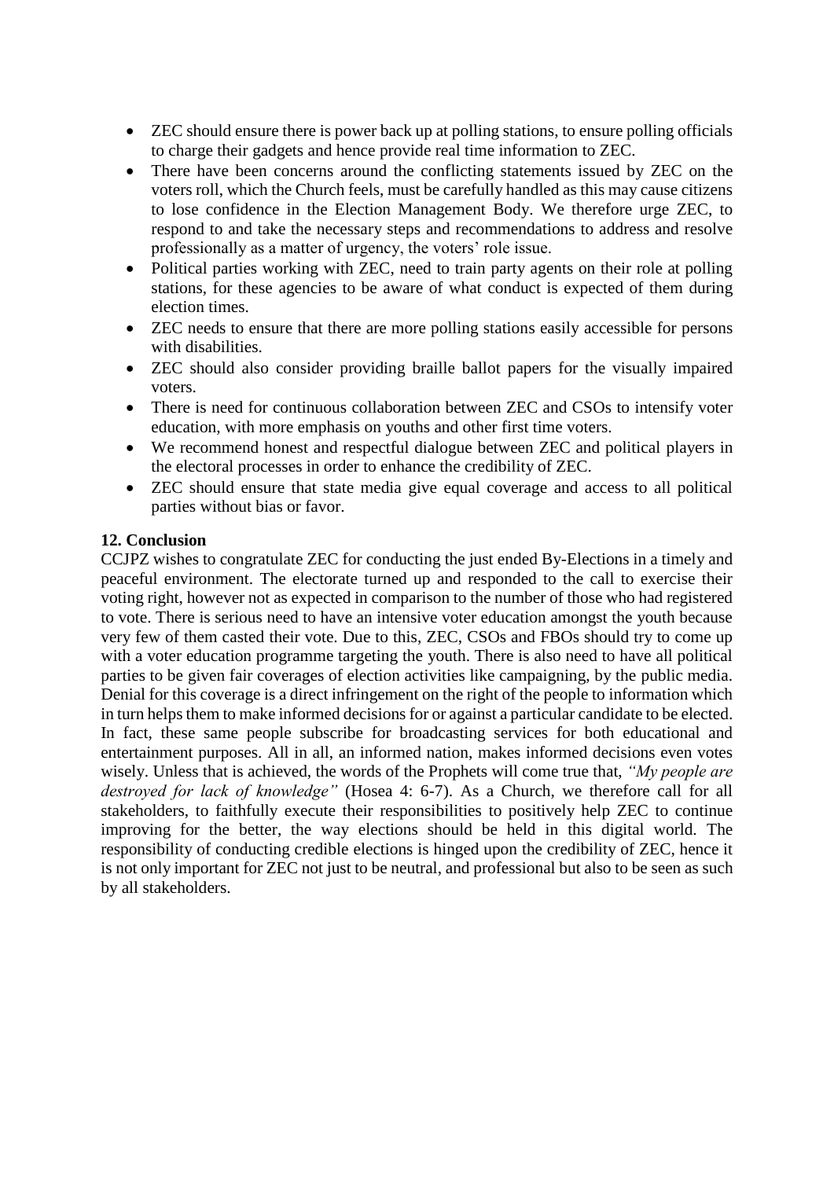- ZEC should ensure there is power back up at polling stations, to ensure polling officials to charge their gadgets and hence provide real time information to ZEC.
- There have been concerns around the conflicting statements issued by ZEC on the voters roll, which the Church feels, must be carefully handled as this may cause citizens to lose confidence in the Election Management Body. We therefore urge ZEC, to respond to and take the necessary steps and recommendations to address and resolve professionally as a matter of urgency, the voters' role issue.
- Political parties working with ZEC, need to train party agents on their role at polling stations, for these agencies to be aware of what conduct is expected of them during election times.
- ZEC needs to ensure that there are more polling stations easily accessible for persons with disabilities.
- ZEC should also consider providing braille ballot papers for the visually impaired voters.
- There is need for continuous collaboration between ZEC and CSOs to intensify voter education, with more emphasis on youths and other first time voters.
- We recommend honest and respectful dialogue between ZEC and political players in the electoral processes in order to enhance the credibility of ZEC.
- ZEC should ensure that state media give equal coverage and access to all political parties without bias or favor.

**12. Conclusion**

CCJPZ wishes to congratulate ZEC for conducting the just ended By-Elections in a timely and peaceful environment. The electorate turned up and responded to the call to exercise their voting right, however not as expected in comparison to the number of those who had registered to vote. There is serious need to have an intensive voter education amongst the youth because very few of them casted their vote. Due to this, ZEC, CSOs and FBOs should try to come up with a voter education programme targeting the youth. There is also need to have all political parties to be given fair coverages of election activities like campaigning, by the public media. Denial for this coverage is a direct infringement on the right of the people to information which in turn helps them to make informed decisions for or against a particular candidate to be elected. In fact, these same people subscribe for broadcasting services for both educational and entertainment purposes. All in all, an informed nation, makes informed decisions even votes wisely. Unless that is achieved, the words of the Prophets will come true that, *"My people are destroyed for lack of knowledge"* (Hosea 4: 6-7). As a Church, we therefore call for all stakeholders, to faithfully execute their responsibilities to positively help ZEC to continue improving for the better, the way elections should be held in this digital world. The responsibility of conducting credible elections is hinged upon the credibility of ZEC, hence it is not only important for ZEC not just to be neutral, and professional but also to be seen as such by all stakeholders.